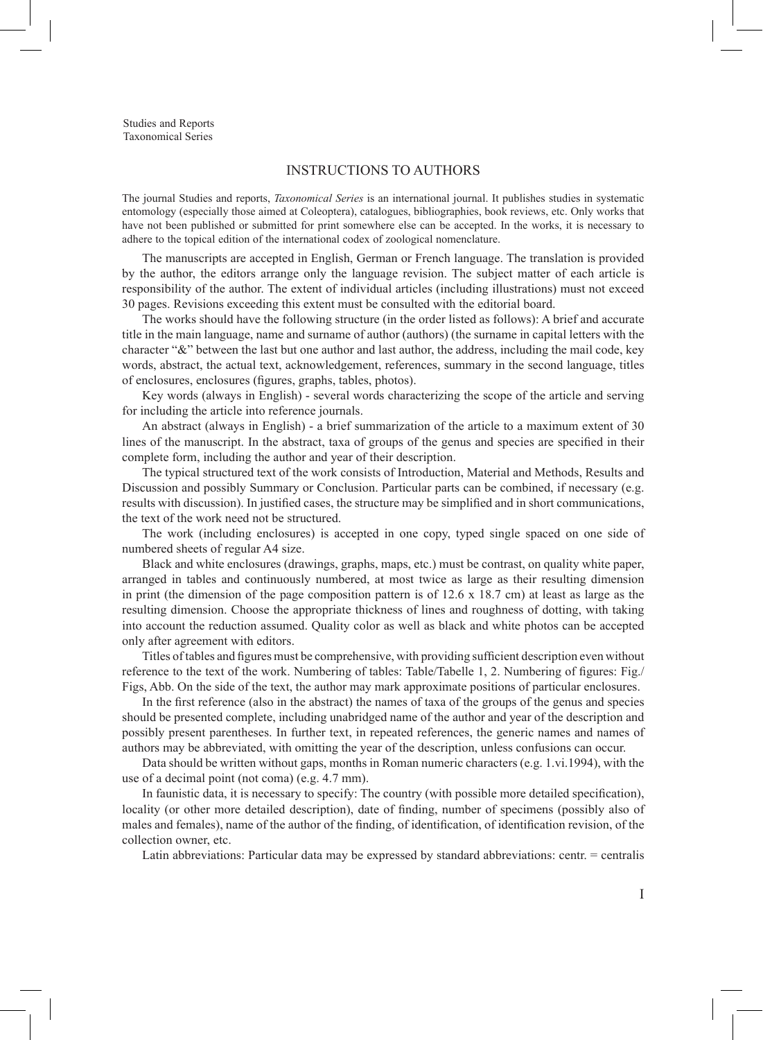Studies and Reports
Taxonomical Series

# INSTRUCTIONS TO AUTHORS

The journal Studies and reports, *Taxonomical Series* is an international journal. It publishes studies in systematic entomology (especially those aimed at Coleoptera), catalogues, bibliographies, book reviews, etc. Only works that have not been published or submitted for print somewhere else can be accepted. In the works, it is necessary to adhere to the topical edition of the international codex of zoological nomenclature.

The manuscripts are accepted in English, German or French language. The translation is provided by the author, the editors arrange only the language revision. The subject matter of each article is responsibility of the author. The extent of individual articles (including illustrations) must not exceed 30 pages. Revisions exceeding this extent must be consulted with the editorial board.

The works should have the following structure (in the order listed as follows): A brief and accurate title in the main language, name and surname of author (authors) (the surname in capital letters with the character "&" between the last but one author and last author, the address, including the mail code, key words, abstract, the actual text, acknowledgement, references, summary in the second language, titles of enclosures, enclosures (figures, graphs, tables, photos).

Key words (always in English) - several words characterizing the scope of the article and serving for including the article into reference journals.

An abstract (always in English) - a brief summarization of the article to a maximum extent of 30 lines of the manuscript. In the abstract, taxa of groups of the genus and species are specified in their complete form, including the author and year of their description.

The typical structured text of the work consists of Introduction, Material and Methods, Results and Discussion and possibly Summary or Conclusion. Particular parts can be combined, if necessary (e.g. results with discussion). In justified cases, the structure may be simplified and in short communications, the text of the work need not be structured.

The work (including enclosures) is accepted in one copy, typed single spaced on one side of numbered sheets of regular A4 size.

Black and white enclosures (drawings, graphs, maps, etc.) must be contrast, on quality white paper, arranged in tables and continuously numbered, at most twice as large as their resulting dimension in print (the dimension of the page composition pattern is of 12.6 x 18.7 cm) at least as large as the resulting dimension. Choose the appropriate thickness of lines and roughness of dotting, with taking into account the reduction assumed. Quality color as well as black and white photos can be accepted only after agreement with editors.

Titles of tables and figures must be comprehensive, with providing sufficient description even without reference to the text of the work. Numbering of tables: Table/Tabelle 1, 2. Numbering of figures: Fig./ Figs, Abb. On the side of the text, the author may mark approximate positions of particular enclosures.

In the first reference (also in the abstract) the names of taxa of the groups of the genus and species should be presented complete, including unabridged name of the author and year of the description and possibly present parentheses. In further text, in repeated references, the generic names and names of authors may be abbreviated, with omitting the year of the description, unless confusions can occur.

Data should be written without gaps, months in Roman numeric characters (e.g. 1.vi.1994), with the use of a decimal point (not coma) (e.g. 4.7 mm).

In faunistic data, it is necessary to specify: The country (with possible more detailed specification), locality (or other more detailed description), date of finding, number of specimens (possibly also of males and females), name of the author of the finding, of identification, of identification revision, of the collection owner, etc.

Latin abbreviations: Particular data may be expressed by standard abbreviations: centr. = centralis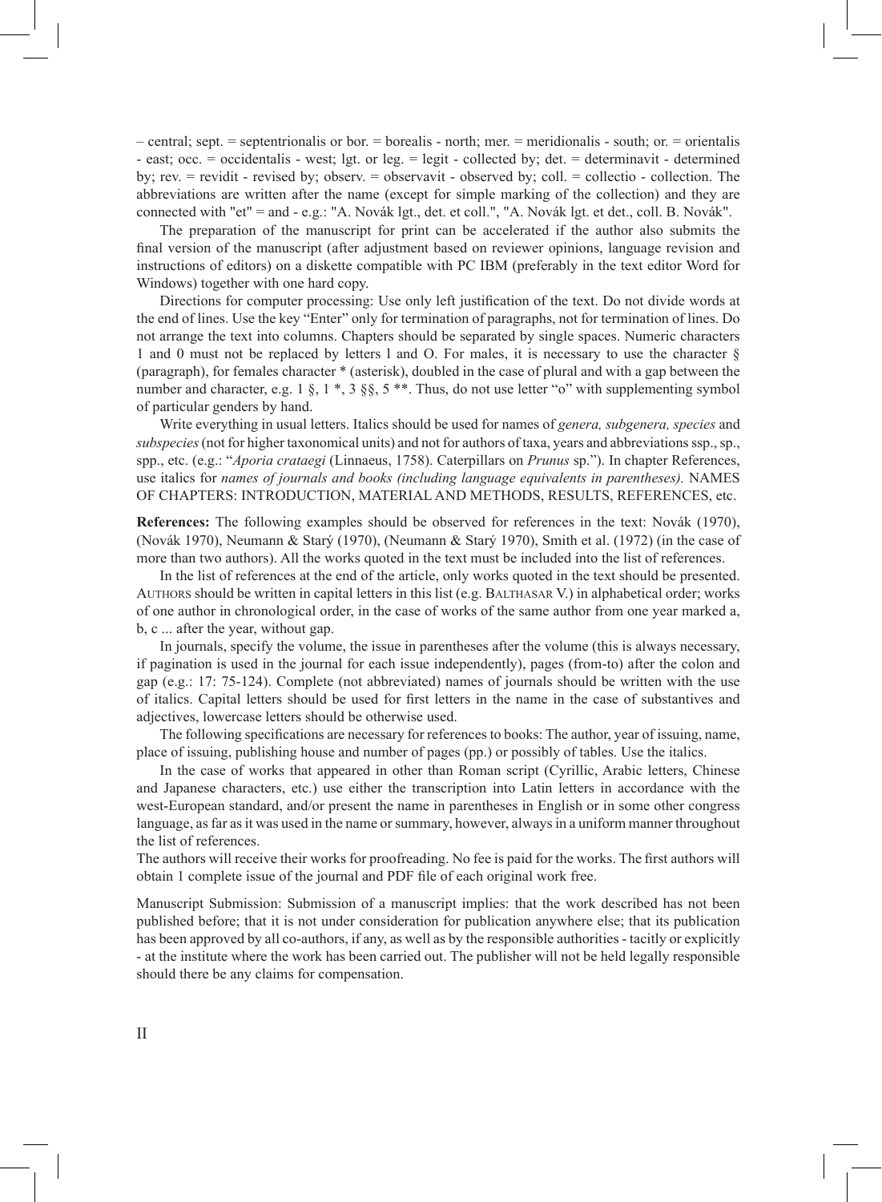– central; sept. = septentrionalis or bor. = borealis - north; mer. = meridionalis - south; or. = orientalis - east; occ. = occidentalis - west; lgt. or leg. = legit - collected by; det. = determinavit - determined by; rev. = revidit - revised by; observ. = observavit - observed by; coll. = collectio - collection. The abbreviations are written after the name (except for simple marking of the collection) and they are connected with "et" = and - e.g.: "A. Novák lgt., det. et coll.", "A. Novák lgt. et det., coll. B. Novák".

The preparation of the manuscript for print can be accelerated if the author also submits the final version of the manuscript (after adjustment based on reviewer opinions, language revision and instructions of editors) on a diskette compatible with PC IBM (preferably in the text editor Word for Windows) together with one hard copy.

Directions for computer processing: Use only left justification of the text. Do not divide words at the end of lines. Use the key "Enter" only for termination of paragraphs, not for termination of lines. Do not arrange the text into columns. Chapters should be separated by single spaces. Numeric characters 1 and 0 must not be replaced by letters l and O. For males, it is necessary to use the character § (paragraph), for females character * (asterisk), doubled in the case of plural and with a gap between the number and character, e.g. 1 §, 1 *, 3 §§, 5 **. Thus, do not use letter "o" with supplementing symbol of particular genders by hand.

Write everything in usual letters. Italics should be used for names of *genera, subgenera, species* and *subspecies* (not for higher taxonomical units) and not for authors of taxa, years and abbreviations ssp., sp., spp., etc. (e.g.: "*Aporia crataegi* (Linnaeus, 1758). Caterpillars on *Prunus* sp."). In chapter References, use italics for *names of journals and books (including language equivalents in parentheses).* NAMES OF CHAPTERS: INTRODUCTION, MATERIAL AND METHODS, RESULTS, REFERENCES, etc.

**References:** The following examples should be observed for references in the text: Novák (1970), (Novák 1970), Neumann & Starý (1970), (Neumann & Starý 1970), Smith et al. (1972) (in the case of more than two authors). All the works quoted in the text must be included into the list of references.

In the list of references at the end of the article, only works quoted in the text should be presented. AUTHORS should be written in capital letters in this list (e.g. BALTHASAR V.) in alphabetical order; works of one author in chronological order, in the case of works of the same author from one year marked a, b, c ... after the year, without gap.

In journals, specify the volume, the issue in parentheses after the volume (this is always necessary, if pagination is used in the journal for each issue independently), pages (from-to) after the colon and gap (e.g.: 17: 75-124). Complete (not abbreviated) names of journals should be written with the use of italics. Capital letters should be used for first letters in the name in the case of substantives and adjectives, lowercase letters should be otherwise used.

The following specifications are necessary for references to books: The author, year of issuing, name, place of issuing, publishing house and number of pages (pp.) or possibly of tables. Use the italics.

In the case of works that appeared in other than Roman script (Cyrillic, Arabic letters, Chinese and Japanese characters, etc.) use either the transcription into Latin letters in accordance with the west-European standard, and/or present the name in parentheses in English or in some other congress language, as far as it was used in the name or summary, however, always in a uniform manner throughout the list of references.

The authors will receive their works for proofreading. No fee is paid for the works. The first authors will obtain 1 complete issue of the journal and PDF file of each original work free.

Manuscript Submission: Submission of a manuscript implies: that the work described has not been published before; that it is not under consideration for publication anywhere else; that its publication has been approved by all co-authors, if any, as well as by the responsible authorities - tacitly or explicitly - at the institute where the work has been carried out. The publisher will not be held legally responsible should there be any claims for compensation.